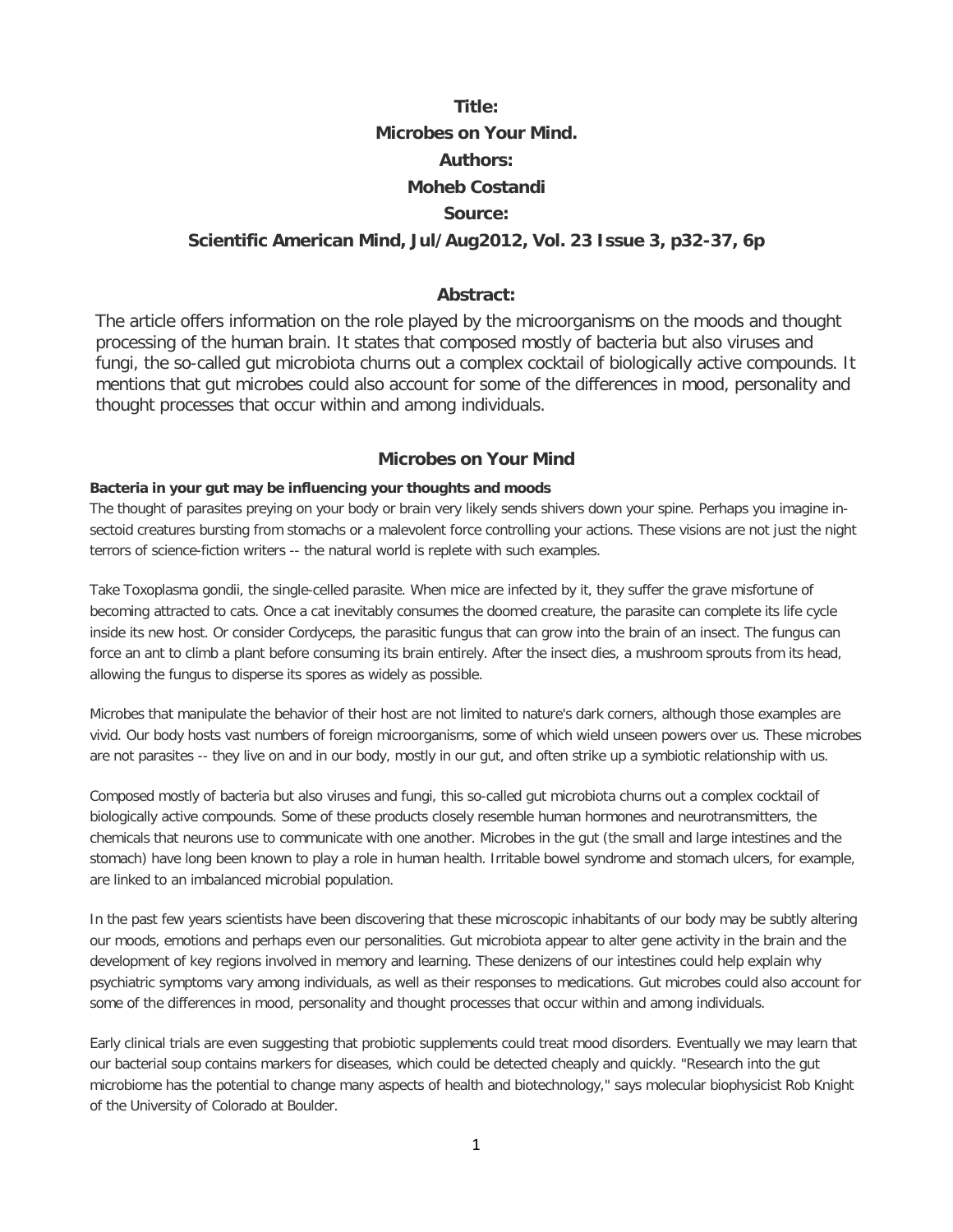**Title:**

**Microbes on Your Mind.**

**Authors:**

**Moheb Costandi**

**Source:**

**Scientific American Mind, Jul/Aug2012, Vol. 23 Issue 3, p32-37, 6p**

**Abstract:**

The article offers information on the role played by the microorganisms on the moods and thought processing of the human brain. It states that composed mostly of bacteria but also viruses and fungi, the so-called gut microbiota churns out a complex cocktail of biologically active compounds. It mentions that gut microbes could also account for some of the differences in mood, personality and thought processes that occur within and among individuals.

## Microbes on Your Mind

**Bacteria in your gut may be influencing your thoughts and moods**

The thought of parasites preying on your body or brain very likely sends shivers down your spine. Perhaps you imagine insectoid creatures bursting from stomachs or a malevolent force controlling your actions. These visions are not just the night terrors of science-fiction writers -- the natural world is replete with such examples.

Take Toxoplasma gondii, the single-celled parasite. When mice are infected by it, they suffer the grave misfortune of becoming attracted to cats. Once a cat inevitably consumes the doomed creature, the parasite can complete its life cycle inside its new host. Or consider Cordyceps, the parasitic fungus that can grow into the brain of an insect. The fungus can force an ant to climb a plant before consuming its brain entirely. After the insect dies, a mushroom sprouts from its head, allowing the fungus to disperse its spores as widely as possible.

Microbes that manipulate the behavior of their host are not limited to nature's dark corners, although those examples are vivid. Our body hosts vast numbers of foreign microorganisms, some of which wield unseen powers over us. These microbes are not parasites -- they live on and in our body, mostly in our gut, and often strike up a symbiotic relationship with us.

Composed mostly of bacteria but also viruses and fungi, this so-called gut microbiota churns out a complex cocktail of biologically active compounds. Some of these products closely resemble human hormones and neurotransmitters, the chemicals that neurons use to communicate with one another. Microbes in the gut (the small and large intestines and the stomach) have long been known to play a role in human health. Irritable bowel syndrome and stomach ulcers, for example, are linked to an imbalanced microbial population.

In the past few years scientists have been discovering that these microscopic inhabitants of our body may be subtly altering our moods, emotions and perhaps even our personalities. Gut microbiota appear to alter gene activity in the brain and the development of key regions involved in memory and learning. These denizens of our intestines could help explain why psychiatric symptoms vary among individuals, as well as their responses to medications. Gut microbes could also account for some of the differences in mood, personality and thought processes that occur within and among individuals.

Early clinical trials are even suggesting that probiotic supplements could treat mood disorders. Eventually we may learn that our bacterial soup contains markers for diseases, which could be detected cheaply and quickly. "Research into the gut microbiome has the potential to change many aspects of health and biotechnology," says molecular biophysicist Rob Knight of the University of Colorado at Boulder.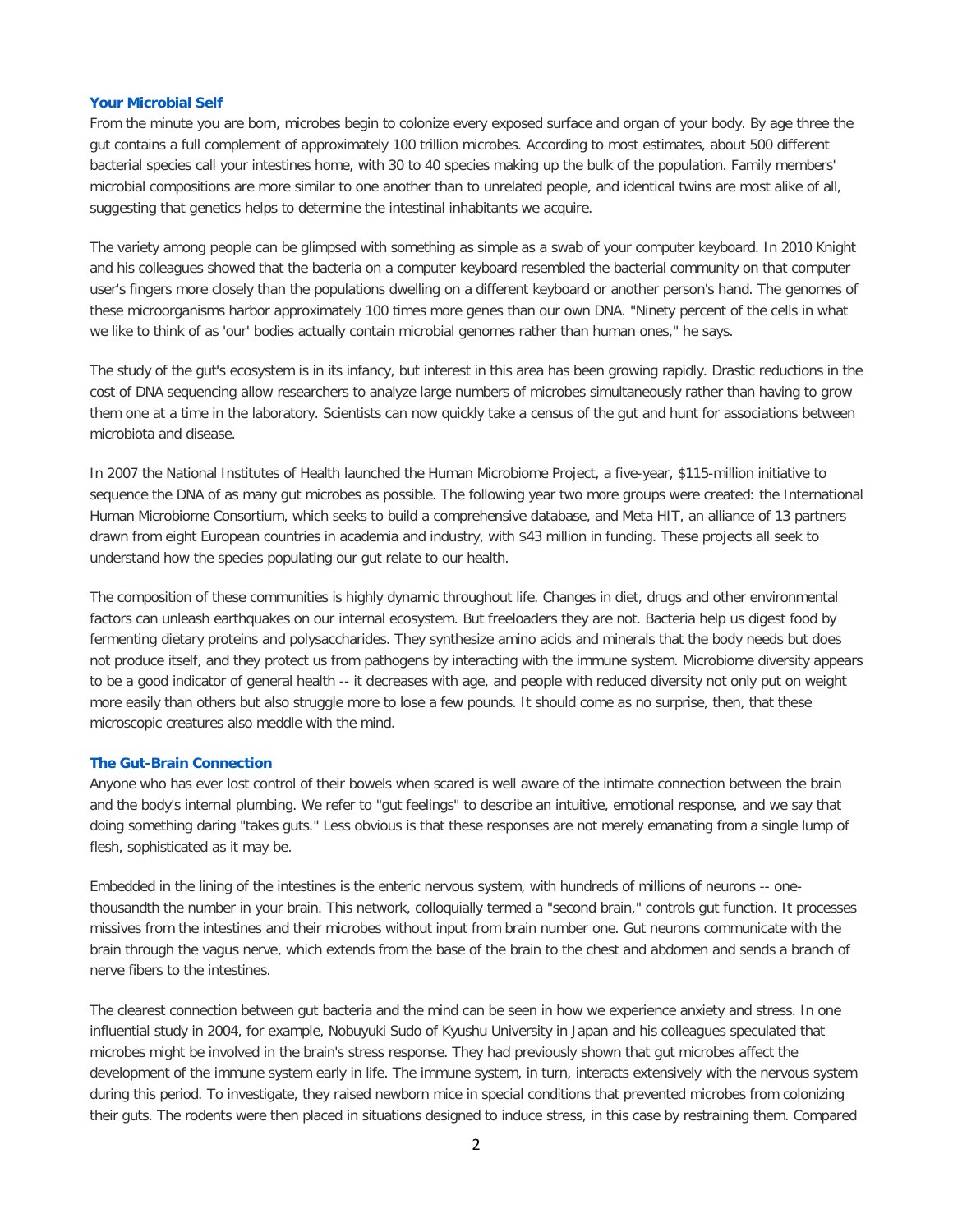## Your Microbial Self

From the minute you are born, microbes begin to colonize every exposed surface and organ of your body. By age three the gut contains a full complement of approximately 100 trillion microbes. According to most estimates, about 500 different bacterial species call your intestines home, with 30 to 40 species making up the bulk of the population. Family members' microbial compositions are more similar to one another than to unrelated people, and identical twins are most alike of all, suggesting that genetics helps to determine the intestinal inhabitants we acquire.

The variety among people can be glimpsed with something as simple as a swab of your computer keyboard. In 2010 Knight and his colleagues showed that the bacteria on a computer keyboard resembled the bacterial community on that computer user's fingers more closely than the populations dwelling on a different keyboard or another person's hand. The genomes of these microorganisms harbor approximately 100 times more genes than our own DNA. "Ninety percent of the cells in what we like to think of as 'our' bodies actually contain microbial genomes rather than human ones," he says.

The study of the gut's ecosystem is in its infancy, but interest in this area has been growing rapidly. Drastic reductions in the cost of DNA sequencing allow researchers to analyze large numbers of microbes simultaneously rather than having to grow them one at a time in the laboratory. Scientists can now quickly take a census of the gut and hunt for associations between microbiota and disease.

In 2007 the National Institutes of Health launched the Human Microbiome Project, a five-year, $115-million initiative to sequence the DNA of as many gut microbes as possible. The following year two more groups were created: the International Human Microbiome Consortium, which seeks to build a comprehensive database, and Meta HIT, an alliance of 13 partners drawn from eight European countries in academia and industry, with $43 million in funding. These projects all seek to understand how the species populating our gut relate to our health.

The composition of these communities is highly dynamic throughout life. Changes in diet, drugs and other environmental factors can unleash earthquakes on our internal ecosystem. But freeloaders they are not. Bacteria help us digest food by fermenting dietary proteins and polysaccharides. They synthesize amino acids and minerals that the body needs but does not produce itself, and they protect us from pathogens by interacting with the immune system. Microbiome diversity appears to be a good indicator of general health -- it decreases with age, and people with reduced diversity not only put on weight more easily than others but also struggle more to lose a few pounds. It should come as no surprise, then, that these microscopic creatures also meddle with the mind.

## The Gut-Brain Connection

Anyone who has ever lost control of their bowels when scared is well aware of the intimate connection between the brain and the body's internal plumbing. We refer to "gut feelings" to describe an intuitive, emotional response, and we say that doing something daring "takes guts." Less obvious is that these responses are not merely emanating from a single lump of flesh, sophisticated as it may be.

Embedded in the lining of the intestines is the enteric nervous system, with hundreds of millions of neurons -- one-thousandth the number in your brain. This network, colloquially termed a "second brain," controls gut function. It processes missives from the intestines and their microbes without input from brain number one. Gut neurons communicate with the brain through the vagus nerve, which extends from the base of the brain to the chest and abdomen and sends a branch of nerve fibers to the intestines.

The clearest connection between gut bacteria and the mind can be seen in how we experience anxiety and stress. In one influential study in 2004, for example, Nobuyuki Sudo of Kyushu University in Japan and his colleagues speculated that microbes might be involved in the brain's stress response. They had previously shown that gut microbes affect the development of the immune system early in life. The immune system, in turn, interacts extensively with the nervous system during this period. To investigate, they raised newborn mice in special conditions that prevented microbes from colonizing their guts. The rodents were then placed in situations designed to induce stress, in this case by restraining them. Compared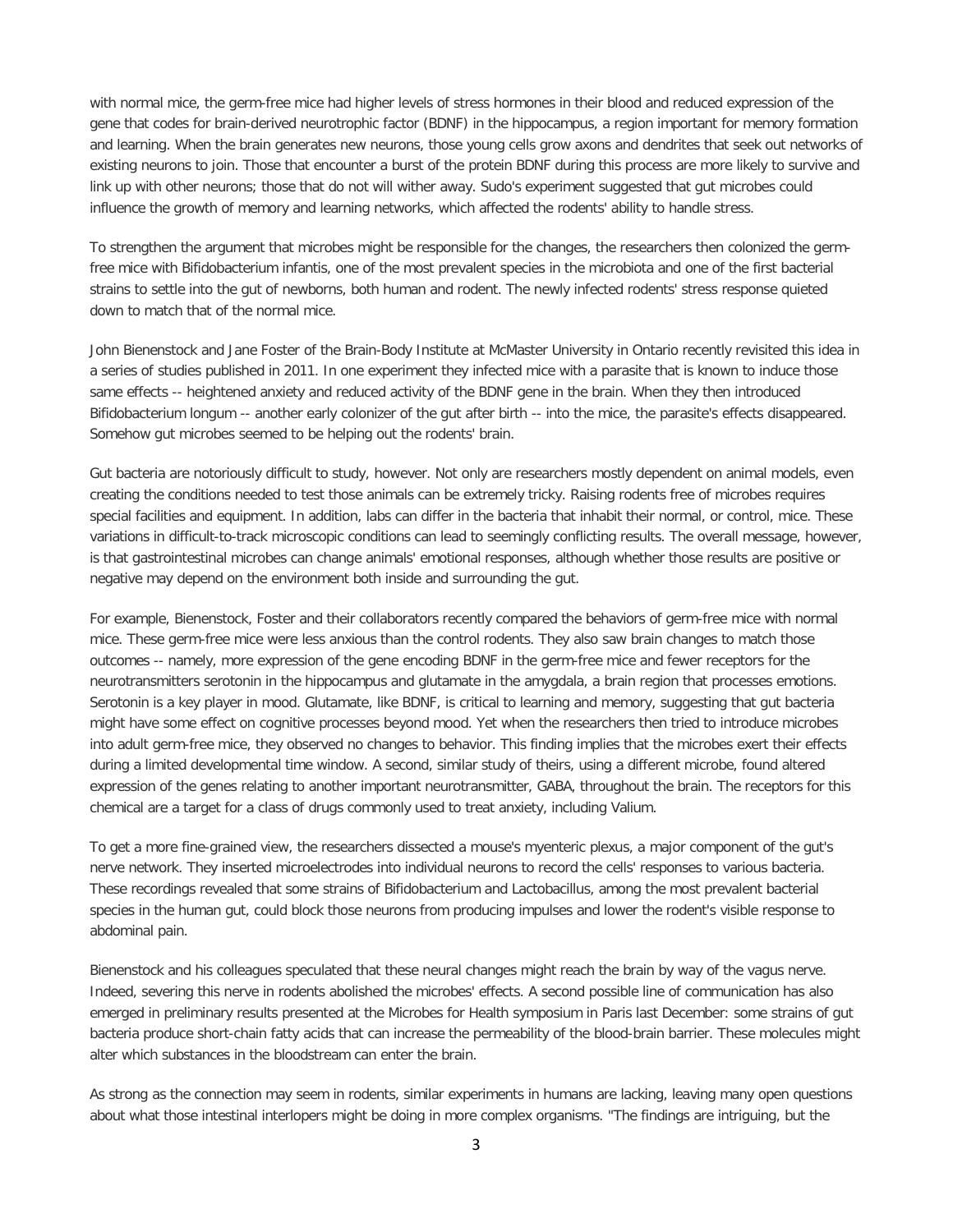with normal mice, the germ-free mice had higher levels of stress hormones in their blood and reduced expression of the gene that codes for brain-derived neurotrophic factor (BDNF) in the hippocampus, a region important for memory formation and learning. When the brain generates new neurons, those young cells grow axons and dendrites that seek out networks of existing neurons to join. Those that encounter a burst of the protein BDNF during this process are more likely to survive and link up with other neurons; those that do not will wither away. Sudo's experiment suggested that gut microbes could influence the growth of memory and learning networks, which affected the rodents' ability to handle stress.

To strengthen the argument that microbes might be responsible for the changes, the researchers then colonized the germ-free mice with Bifidobacterium infantis, one of the most prevalent species in the microbiota and one of the first bacterial strains to settle into the gut of newborns, both human and rodent. The newly infected rodents' stress response quieted down to match that of the normal mice.

John Bienenstock and Jane Foster of the Brain-Body Institute at McMaster University in Ontario recently revisited this idea in a series of studies published in 2011. In one experiment they infected mice with a parasite that is known to induce those same effects -- heightened anxiety and reduced activity of the BDNF gene in the brain. When they then introduced Bifidobacterium longum -- another early colonizer of the gut after birth -- into the mice, the parasite's effects disappeared. Somehow gut microbes seemed to be helping out the rodents' brain.

Gut bacteria are notoriously difficult to study, however. Not only are researchers mostly dependent on animal models, even creating the conditions needed to test those animals can be extremely tricky. Raising rodents free of microbes requires special facilities and equipment. In addition, labs can differ in the bacteria that inhabit their normal, or control, mice. These variations in difficult-to-track microscopic conditions can lead to seemingly conflicting results. The overall message, however, is that gastrointestinal microbes can change animals' emotional responses, although whether those results are positive or negative may depend on the environment both inside and surrounding the gut.

For example, Bienenstock, Foster and their collaborators recently compared the behaviors of germ-free mice with normal mice. These germ-free mice were less anxious than the control rodents. They also saw brain changes to match those outcomes -- namely, more expression of the gene encoding BDNF in the germ-free mice and fewer receptors for the neurotransmitters serotonin in the hippocampus and glutamate in the amygdala, a brain region that processes emotions. Serotonin is a key player in mood. Glutamate, like BDNF, is critical to learning and memory, suggesting that gut bacteria might have some effect on cognitive processes beyond mood. Yet when the researchers then tried to introduce microbes into adult germ-free mice, they observed no changes to behavior. This finding implies that the microbes exert their effects during a limited developmental time window. A second, similar study of theirs, using a different microbe, found altered expression of the genes relating to another important neurotransmitter, GABA, throughout the brain. The receptors for this chemical are a target for a class of drugs commonly used to treat anxiety, including Valium.

To get a more fine-grained view, the researchers dissected a mouse's myenteric plexus, a major component of the gut's nerve network. They inserted microelectrodes into individual neurons to record the cells' responses to various bacteria. These recordings revealed that some strains of Bifidobacterium and Lactobacillus, among the most prevalent bacterial species in the human gut, could block those neurons from producing impulses and lower the rodent's visible response to abdominal pain.

Bienenstock and his colleagues speculated that these neural changes might reach the brain by way of the vagus nerve. Indeed, severing this nerve in rodents abolished the microbes' effects. A second possible line of communication has also emerged in preliminary results presented at the Microbes for Health symposium in Paris last December: some strains of gut bacteria produce short-chain fatty acids that can increase the permeability of the blood-brain barrier. These molecules might alter which substances in the bloodstream can enter the brain.

As strong as the connection may seem in rodents, similar experiments in humans are lacking, leaving many open questions about what those intestinal interlopers might be doing in more complex organisms. "The findings are intriguing, but the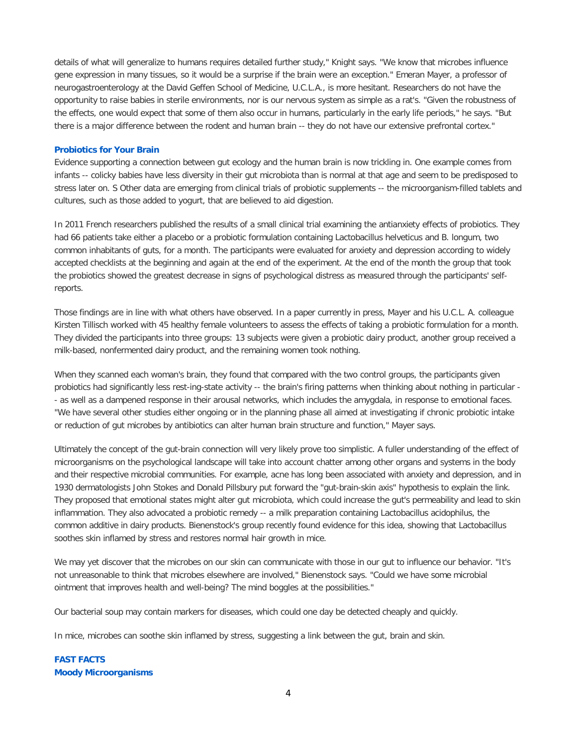details of what will generalize to humans requires detailed further study," Knight says. "We know that microbes influence gene expression in many tissues, so it would be a surprise if the brain were an exception." Emeran Mayer, a professor of neurogastroenterology at the David Geffen School of Medicine, U.C.L.A., is more hesitant. Researchers do not have the opportunity to raise babies in sterile environments, nor is our nervous system as simple as a rat's. "Given the robustness of the effects, one would expect that some of them also occur in humans, particularly in the early life periods," he says. "But there is a major difference between the rodent and human brain -- they do not have our extensive prefrontal cortex."

**Probiotics for Your Brain**

Evidence supporting a connection between gut ecology and the human brain is now trickling in. One example comes from infants -- colicky babies have less diversity in their gut microbiota than is normal at that age and seem to be predisposed to stress later on. S Other data are emerging from clinical trials of probiotic supplements -- the microorganism-filled tablets and cultures, such as those added to yogurt, that are believed to aid digestion.

In 2011 French researchers published the results of a small clinical trial examining the antianxiety effects of probiotics. They had 66 patients take either a placebo or a probiotic formulation containing Lactobacillus helveticus and B. longum, two common inhabitants of guts, for a month. The participants were evaluated for anxiety and depression according to widely accepted checklists at the beginning and again at the end of the experiment. At the end of the month the group that took the probiotics showed the greatest decrease in signs of psychological distress as measured through the participants' self-reports.

Those findings are in line with what others have observed. In a paper currently in press, Mayer and his U.C.L. A. colleague Kirsten Tillisch worked with 45 healthy female volunteers to assess the effects of taking a probiotic formulation for a month. They divided the participants into three groups: 13 subjects were given a probiotic dairy product, another group received a milk-based, nonfermented dairy product, and the remaining women took nothing.

When they scanned each woman's brain, they found that compared with the two control groups, the participants given probiotics had significantly less rest-ing-state activity -- the brain's firing patterns when thinking about nothing in particular -- as well as a dampened response in their arousal networks, which includes the amygdala, in response to emotional faces. "We have several other studies either ongoing or in the planning phase all aimed at investigating if chronic probiotic intake or reduction of gut microbes by antibiotics can alter human brain structure and function," Mayer says.

Ultimately the concept of the gut-brain connection will very likely prove too simplistic. A fuller understanding of the effect of microorganisms on the psychological landscape will take into account chatter among other organs and systems in the body and their respective microbial communities. For example, acne has long been associated with anxiety and depression, and in 1930 dermatologists John Stokes and Donald Pillsbury put forward the "gut-brain-skin axis" hypothesis to explain the link. They proposed that emotional states might alter gut microbiota, which could increase the gut's permeability and lead to skin inflammation. They also advocated a probiotic remedy -- a milk preparation containing Lactobacillus acidophilus, the common additive in dairy products. Bienenstock's group recently found evidence for this idea, showing that Lactobacillus soothes skin inflamed by stress and restores normal hair growth in mice.

We may yet discover that the microbes on our skin can communicate with those in our gut to influence our behavior. "It's not unreasonable to think that microbes elsewhere are involved," Bienenstock says. "Could we have some microbial ointment that improves health and well-being? The mind boggles at the possibilities."

Our bacterial soup may contain markers for diseases, which could one day be detected cheaply and quickly.

In mice, microbes can soothe skin inflamed by stress, suggesting a link between the gut, brain and skin.

**FAST FACTS**
**Moody Microorganisms**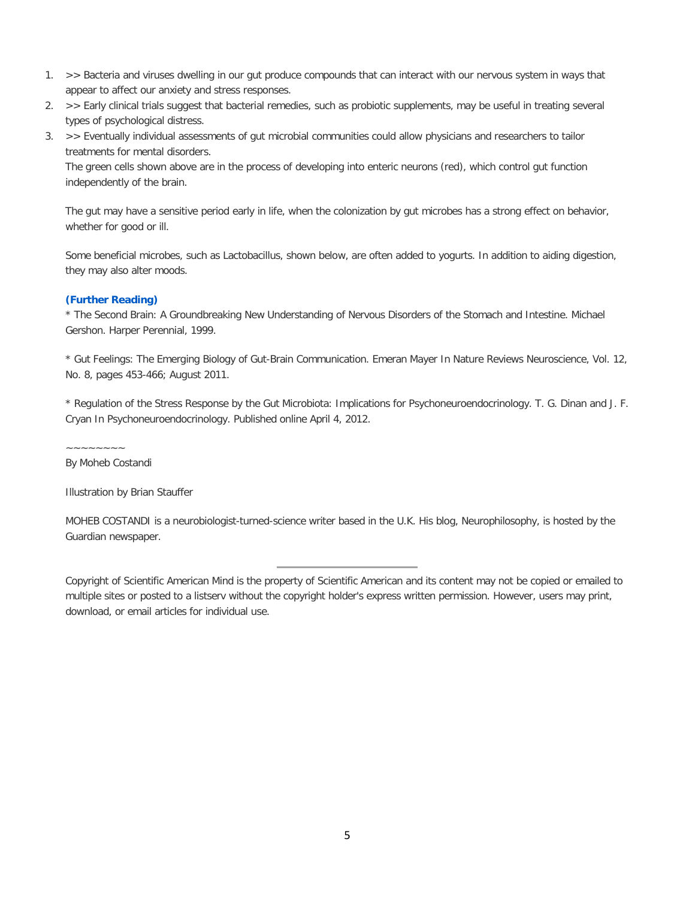1. >> Bacteria and viruses dwelling in our gut produce compounds that can interact with our nervous system in ways that appear to affect our anxiety and stress responses.
2. >> Early clinical trials suggest that bacterial remedies, such as probiotic supplements, may be useful in treating several types of psychological distress.
3. >> Eventually individual assessments of gut microbial communities could allow physicians and researchers to tailor treatments for mental disorders.
   The green cells shown above are in the process of developing into enteric neurons (red), which control gut function independently of the brain.

   The gut may have a sensitive period early in life, when the colonization by gut microbes has a strong effect on behavior, whether for good or ill.

   Some beneficial microbes, such as Lactobacillus, shown below, are often added to yogurts. In addition to aiding digestion, they may also alter moods.

**(Further Reading)**

* The Second Brain: A Groundbreaking New Understanding of Nervous Disorders of the Stomach and Intestine. Michael Gershon. Harper Perennial, 1999.

* Gut Feelings: The Emerging Biology of Gut-Brain Communication. Emeran Mayer In Nature Reviews Neuroscience, Vol. 12, No. 8, pages 453-466; August 2011.

* Regulation of the Stress Response by the Gut Microbiota: Implications for Psychoneuroendocrinology. T. G. Dinan and J. F. Cryan In Psychoneuroendocrinology. Published online April 4, 2012.

~~~~~~~~

By Moheb Costandi

Illustration by Brian Stauffer

MOHEB COSTANDI is a neurobiologist-turned-science writer based in the U.K. His blog, Neurophilosophy, is hosted by the Guardian newspaper.

---

Copyright of Scientific American Mind is the property of Scientific American and its content may not be copied or emailed to multiple sites or posted to a listserv without the copyright holder's express written permission. However, users may print, download, or email articles for individual use.